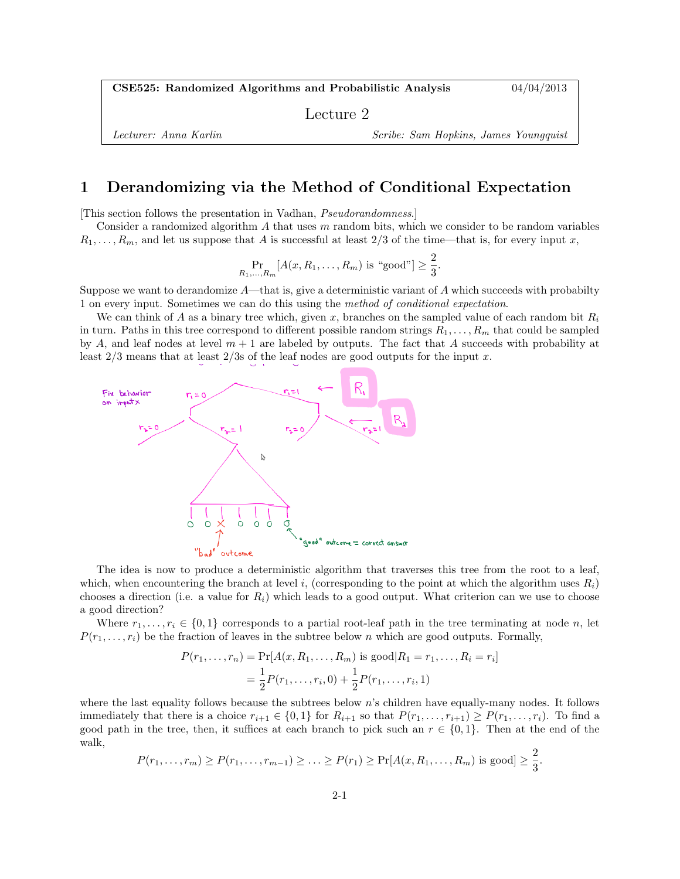**CSE525: Randomized Algorithms and Probabilistic Analysis** 04/04/2013

Lecture 2

*Lecturer: Anna Karlin* *Scribe: Sam Hopkins, James Youngquist*

# 1 Derandomizing via the Method of Conditional Expectation

[This section follows the presentation in Vadhan, *Pseudorandomness*.]

Consider a randomized algorithm $A$ that uses $m$ random bits, which we consider to be random variables $R_1, \ldots, R_m$, and let us suppose that $A$ is successful at least 2/3 of the time—that is, for every input $x$,

$$\Pr_{R_1,\ldots,R_m}[A(x, R_1, \ldots, R_m) \text{ is "good"}] \geq \frac{2}{3}.$$

Suppose we want to derandomize $A$—that is, give a deterministic variant of $A$ which succeeds with probabilty 1 on every input. Sometimes we can do this using the *method of conditional expectation*.

We can think of $A$ as a binary tree which, given $x$, branches on the sampled value of each random bit $R_i$ in turn. Paths in this tree correspond to different possible random strings $R_1, \ldots, R_m$ that could be sampled by $A$, and leaf nodes at level $m + 1$ are labeled by outputs. The fact that $A$ succeeds with probability at least 2/3 means that at least 2/3s of the leaf nodes are good outputs for the input $x$.

The idea is now to produce a deterministic algorithm that traverses this tree from the root to a leaf, which, when encountering the branch at level $i$, (corresponding to the point at which the algorithm uses $R_i$) chooses a direction (i.e. a value for $R_i$) which leads to a good output. What criterion can we use to choose a good direction?

Where $r_1, \ldots, r_i \in \{0, 1\}$ corresponds to a partial root-leaf path in the tree terminating at node $n$, let $P(r_1, \ldots, r_i)$ be the fraction of leaves in the subtree below $n$ which are good outputs. Formally,

$$\begin{aligned} P(r_1, \ldots, r_n) &= \Pr[A(x, R_1, \ldots, R_m) \text{ is good} | R_1 = r_1, \ldots, R_i = r_i] \\ &= \frac{1}{2}P(r_1, \ldots, r_i, 0) + \frac{1}{2}P(r_1, \ldots, r_i, 1) \end{aligned}$$

where the last equality follows because the subtrees below $n$'s children have equally-many nodes. It follows immediately that there is a choice $r_{i+1} \in \{0, 1\}$ for $R_{i+1}$ so that $P(r_1, \ldots, r_{i+1}) \geq P(r_1, \ldots, r_i)$. To find a good path in the tree, then, it suffices at each branch to pick such an $r \in \{0, 1\}$. Then at the end of the walk,

$$P(r_1, \ldots, r_m) \geq P(r_1, \ldots, r_{m-1}) \geq \ldots \geq P(r_1) \geq \Pr[A(x, R_1, \ldots, R_m) \text{ is good}] \geq \frac{2}{3}.$$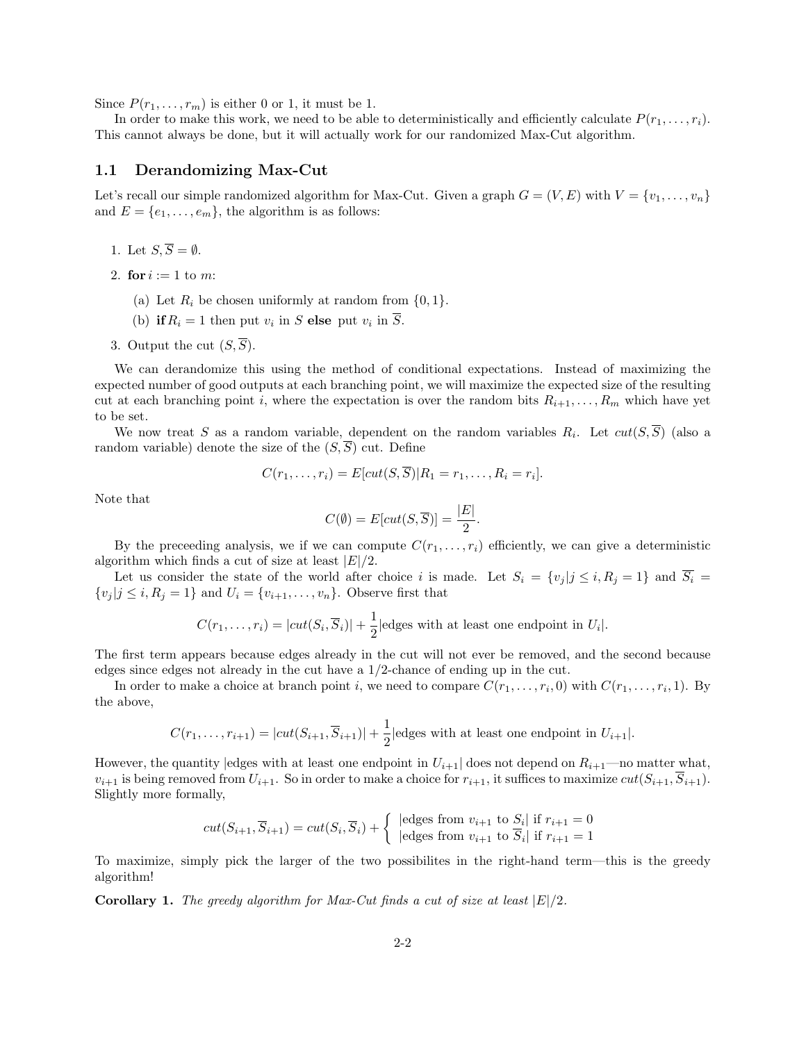Since $P(r_1, \ldots, r_m)$ is either 0 or 1, it must be 1.

In order to make this work, we need to be able to deterministically and efficiently calculate $P(r_1, \ldots, r_i)$. This cannot always be done, but it will actually work for our randomized Max-Cut algorithm.

## 1.1 Derandomizing Max-Cut

Let's recall our simple randomized algorithm for Max-Cut. Given a graph $G = (V, E)$ with $V = \{v_1, \ldots, v_n\}$ and $E = \{e_1, \ldots, e_m\}$, the algorithm is as follows:

1. Let $S, \overline{S} = \emptyset$.
2. **for** $i := 1$ to $m$:
   (a) Let $R_i$ be chosen uniformly at random from $\{0, 1\}$.
   (b) **if** $R_i = 1$ then put $v_i$ in $S$ **else** put $v_i$ in $\overline{S}$.
3. Output the cut $(S, \overline{S})$.

We can derandomize this using the method of conditional expectations. Instead of maximizing the expected number of good outputs at each branching point, we will maximize the expected size of the resulting cut at each branching point $i$, where the expectation is over the random bits $R_{i+1}, \ldots, R_m$ which have yet to be set.

We now treat $S$ as a random variable, dependent on the random variables $R_i$. Let $cut(S, \overline{S})$ (also a random variable) denote the size of the $(S, \overline{S})$ cut. Define

$$C(r_1, \ldots, r_i) = E[cut(S, \overline{S}) | R_1 = r_1, \ldots, R_i = r_i].$$

Note that

$$C(\emptyset) = E[cut(S, \overline{S})] = \frac{|E|}{2}.$$

By the preceeding analysis, we if we can compute $C(r_1, \ldots, r_i)$ efficiently, we can give a deterministic algorithm which finds a cut of size at least $|E|/2$.

Let us consider the state of the world after choice $i$ is made. Let $S_i = \{v_j | j \leq i, R_j = 1\}$ and $\overline{S_i} = \{v_j | j \leq i, R_j = 1\}$ and $U_i = \{v_{i+1}, \ldots, v_n\}$. Observe first that

$$C(r_1, \ldots, r_i) = |cut(S_i, \overline{S}_i)| + \frac{1}{2}|\text{edges with at least one endpoint in } U_i|.$$

The first term appears because edges already in the cut will not ever be removed, and the second because edges since edges not already in the cut have a 1/2-chance of ending up in the cut.

In order to make a choice at branch point $i$, we need to compare $C(r_1, \ldots, r_i, 0)$ with $C(r_1, \ldots, r_i, 1)$. By the above,

$$C(r_1, \ldots, r_{i+1}) = |cut(S_{i+1}, \overline{S}_{i+1})| + \frac{1}{2}|\text{edges with at least one endpoint in } U_{i+1}|.$$

However, the quantity $|\text{edges with at least one endpoint in } U_{i+1}|$ does not depend on $R_{i+1}$—no matter what, $v_{i+1}$ is being removed from $U_{i+1}$. So in order to make a choice for $r_{i+1}$, it suffices to maximize $cut(S_{i+1}, \overline{S}_{i+1})$. Slightly more formally,

$$cut(S_{i+1}, \overline{S}_{i+1}) = cut(S_i, \overline{S}_i) + \begin{cases} |\text{edges from } v_{i+1} \text{ to } S_i| & \text{if } r_{i+1} = 0 \\ |\text{edges from } v_{i+1} \text{ to } \overline{S}_i| & \text{if } r_{i+1} = 1 \end{cases}$$

To maximize, simply pick the larger of the two possibilites in the right-hand term—this is the greedy algorithm!

**Corollary 1.** *The greedy algorithm for Max-Cut finds a cut of size at least $|E|/2$.*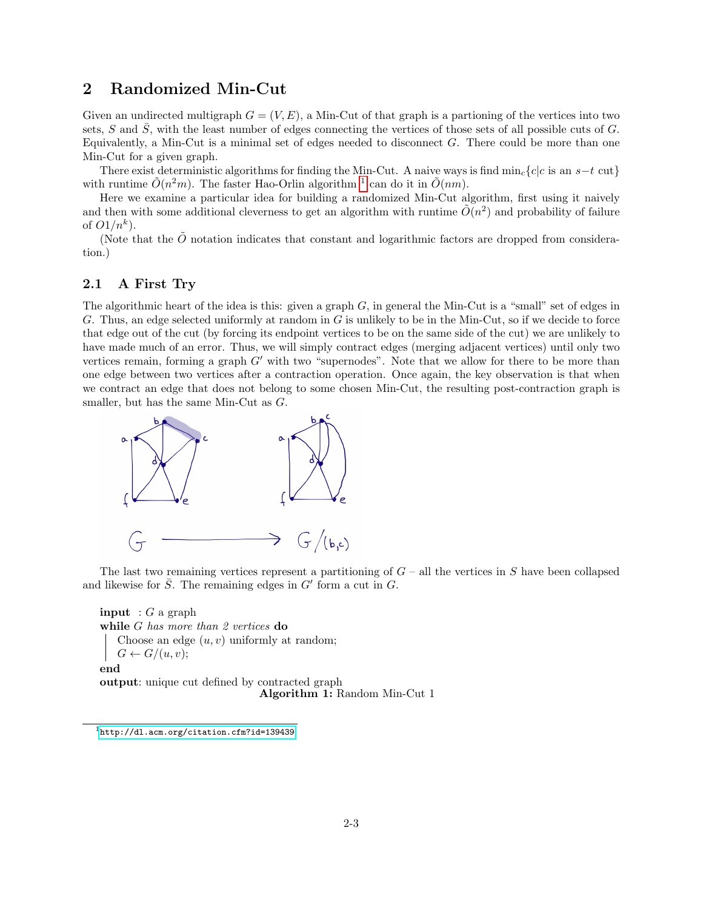## 2 Randomized Min-Cut

Given an undirected multigraph $G = (V, E)$, a Min-Cut of that graph is a partioning of the vertices into two sets, $S$ and $\bar{S}$, with the least number of edges connecting the vertices of those sets of all possible cuts of $G$. Equivalently, a Min-Cut is a minimal set of edges needed to disconnect $G$. There could be more than one Min-Cut for a given graph.

There exist deterministic algorithms for finding the Min-Cut. A naive ways is find $\min_c\{c|c$ is an $s{-}t$ cut$\}$ with runtime $\tilde{O}(n^2m)$. The faster Hao-Orlin algorithm [1] can do it in $\tilde{O}(nm)$.

Here we examine a particular idea for building a randomized Min-Cut algorithm, first using it naively and then with some additional cleverness to get an algorithm with runtime $\tilde{O}(n^2)$ and probability of failure of $O1/n^k$).

(Note that the $\tilde{O}$ notation indicates that constant and logarithmic factors are dropped from consideration.)

### 2.1 A First Try

The algorithmic heart of the idea is this: given a graph $G$, in general the Min-Cut is a "small" set of edges in $G$. Thus, an edge selected uniformly at random in $G$ is unlikely to be in the Min-Cut, so if we decide to force that edge out of the cut (by forcing its endpoint vertices to be on the same side of the cut) we are unlikely to have made much of an error. Thus, we will simply contract edges (merging adjacent vertices) until only two vertices remain, forming a graph $G'$ with two "supernodes". Note that we allow for there to be more than one edge between two vertices after a contraction operation. Once again, the key observation is that when we contract an edge that does not belong to some chosen Min-Cut, the resulting post-contraction graph is smaller, but has the same Min-Cut as $G$.

The last two remaining vertices represent a partitioning of $G$ – all the vertices in $S$ have been collapsed and likewise for $\bar{S}$. The remaining edges in $G'$ form a cut in $G$.

```
input  : G a graph
while G has more than 2 vertices do
    Choose an edge (u, v) uniformly at random;
    G ← G/(u, v);
end
output: unique cut defined by contracted graph
```

**Algorithm 1:** Random Min-Cut 1

[1] http://dl.acm.org/citation.cfm?id=139439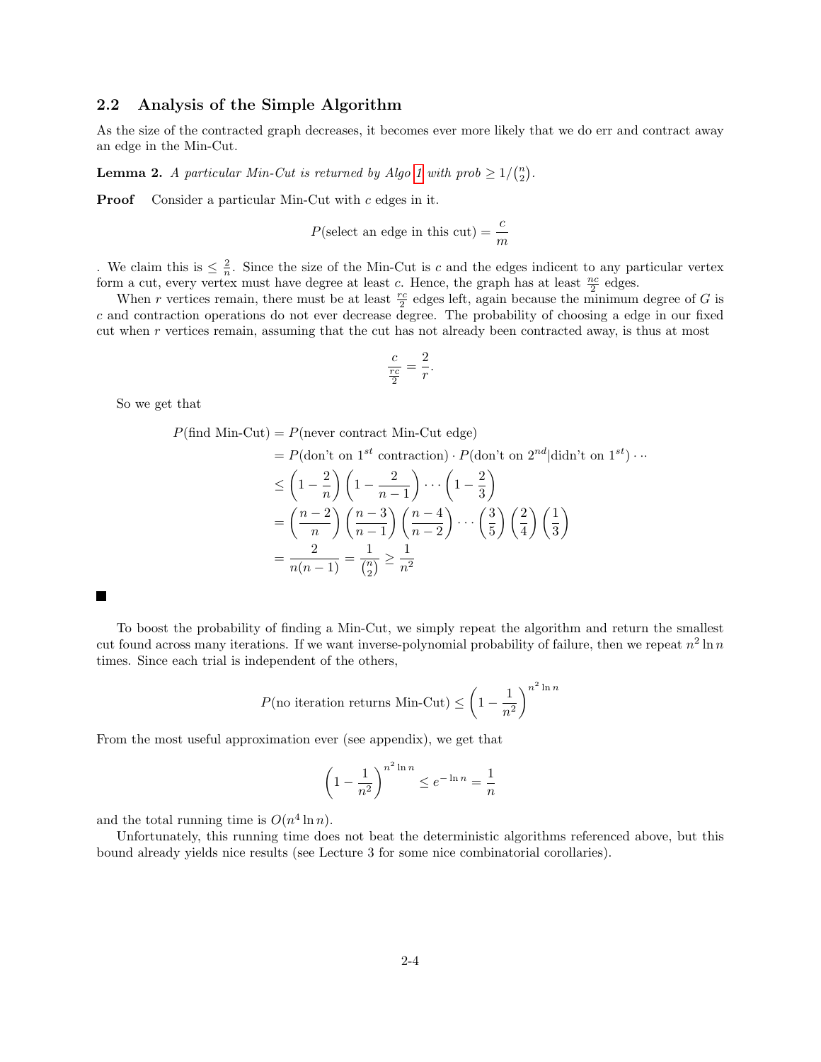## 2.2 Analysis of the Simple Algorithm

As the size of the contracted graph decreases, it becomes ever more likely that we do err and contract away an edge in the Min-Cut.

**Lemma 2.** *A particular Min-Cut is returned by Algo 1 with prob* $\geq 1/\binom{n}{2}$.

**Proof** Consider a particular Min-Cut with $c$ edges in it.

$$P(\text{select an edge in this cut}) = \frac{c}{m}$$

. We claim this is $\leq \frac{2}{n}$. Since the size of the Min-Cut is $c$ and the edges indicent to any particular vertex form a cut, every vertex must have degree at least $c$. Hence, the graph has at least $\frac{nc}{2}$ edges.

When $r$ vertices remain, there must be at least $\frac{rc}{2}$ edges left, again because the minimum degree of $G$ is $c$ and contraction operations do not ever decrease degree. The probability of choosing a edge in our fixed cut when $r$ vertices remain, assuming that the cut has not already been contracted away, is thus at most

$$\frac{c}{\frac{rc}{2}} = \frac{2}{r}.$$

So we get that

$$\begin{aligned}
P(\text{find Min-Cut}) &= P(\text{never contract Min-Cut edge}) \\
&= P(\text{don't on } 1^{st} \text{ contraction}) \cdot P(\text{don't on } 2^{nd} | \text{didn't on } 1^{st}) \cdots \\
&\leq \left(1 - \frac{2}{n}\right)\left(1 - \frac{2}{n-1}\right) \cdots \left(1 - \frac{2}{3}\right) \\
&= \left(\frac{n-2}{n}\right)\left(\frac{n-3}{n-1}\right)\left(\frac{n-4}{n-2}\right) \cdots \left(\frac{3}{5}\right)\left(\frac{2}{4}\right)\left(\frac{1}{3}\right) \\
&= \frac{2}{n(n-1)} = \frac{1}{\binom{n}{2}} \geq \frac{1}{n^2}
\end{aligned}$$

■

To boost the probability of finding a Min-Cut, we simply repeat the algorithm and return the smallest cut found across many iterations. If we want inverse-polynomial probability of failure, then we repeat $n^2 \ln n$ times. Since each trial is independent of the others,

$$P(\text{no iteration returns Min-Cut}) \leq \left(1 - \frac{1}{n^2}\right)^{n^2 \ln n}$$

From the most useful approximation ever (see appendix), we get that

$$\left(1 - \frac{1}{n^2}\right)^{n^2 \ln n} \leq e^{-\ln n} = \frac{1}{n}$$

and the total running time is $O(n^4 \ln n)$.

Unfortunately, this running time does not beat the deterministic algorithms referenced above, but this bound already yields nice results (see Lecture 3 for some nice combinatorial corollaries).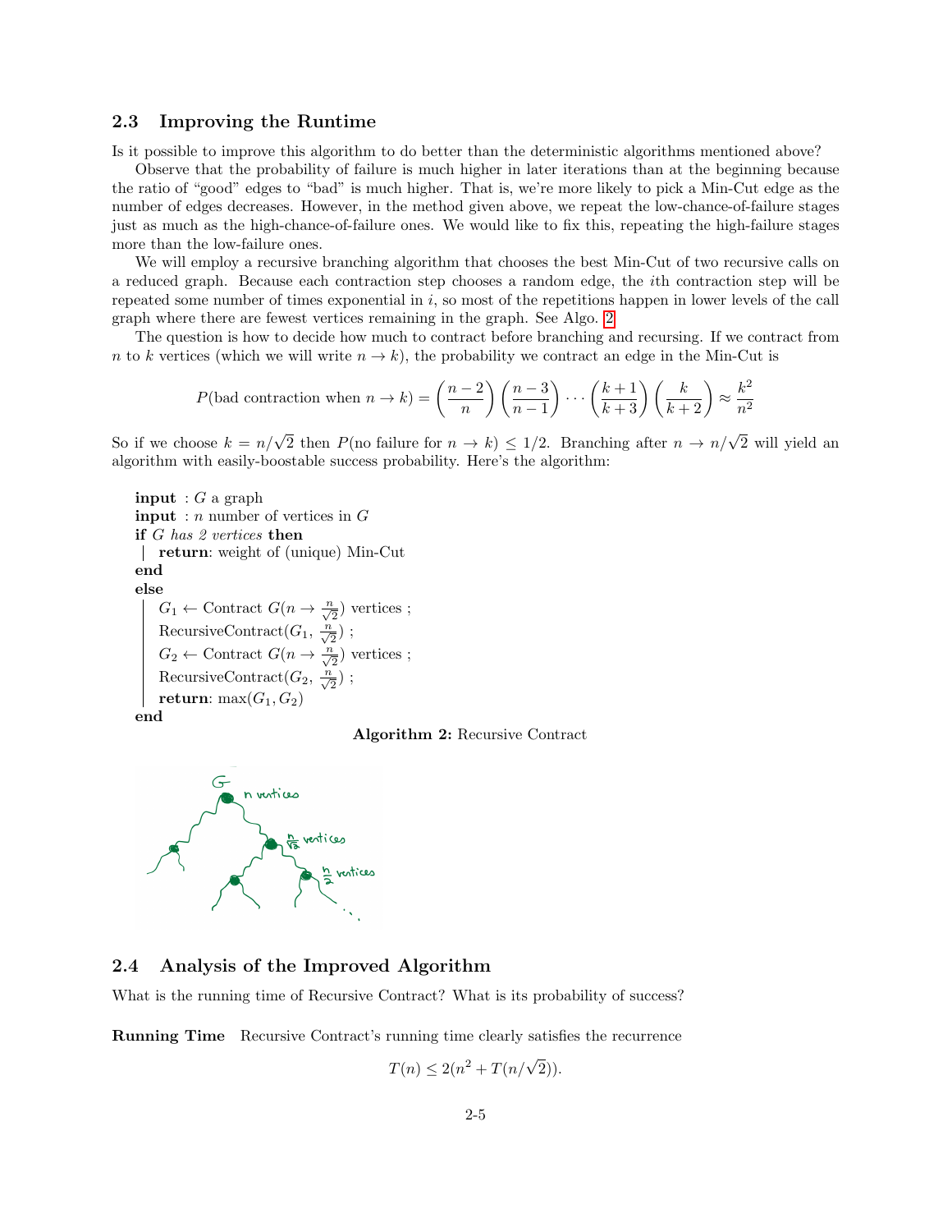## 2.3 Improving the Runtime

Is it possible to improve this algorithm to do better than the deterministic algorithms mentioned above?

Observe that the probability of failure is much higher in later iterations than at the beginning because the ratio of "good" edges to "bad" is much higher. That is, we're more likely to pick a Min-Cut edge as the number of edges decreases. However, in the method given above, we repeat the low-chance-of-failure stages just as much as the high-chance-of-failure ones. We would like to fix this, repeating the high-failure stages more than the low-failure ones.

We will employ a recursive branching algorithm that chooses the best Min-Cut of two recursive calls on a reduced graph. Because each contraction step chooses a random edge, the $i$th contraction step will be repeated some number of times exponential in $i$, so most of the repetitions happen in lower levels of the call graph where there are fewest vertices remaining in the graph. See Algo. 2

The question is how to decide how much to contract before branching and recursing. If we contract from $n$ to $k$ vertices (which we will write $n \to k$), the probability we contract an edge in the Min-Cut is

$$P(\text{bad contraction when } n \to k) = \left(\frac{n-2}{n}\right)\left(\frac{n-3}{n-1}\right)\cdots\left(\frac{k+1}{k+3}\right)\left(\frac{k}{k+2}\right) \approx \frac{k^2}{n^2}$$

So if we choose $k = n/\sqrt{2}$ then $P(\text{no failure for } n \to k) \leq 1/2$. Branching after $n \to n/\sqrt{2}$ will yield an algorithm with easily-boostable success probability. Here's the algorithm:

```
input : G a graph
input : n number of vertices in G
if G has 2 vertices then
  | return: weight of (unique) Min-Cut
end
else
  | G_1 ← Contract G(n → n/√2) vertices ;
  | RecursiveContract(G_1, n/√2) ;
  | G_2 ← Contract G(n → n/√2) vertices ;
  | RecursiveContract(G_2, n/√2) ;
  | return: max(G_1, G_2)
end
```

**Algorithm 2:** Recursive Contract

## 2.4 Analysis of the Improved Algorithm

What is the running time of Recursive Contract? What is its probability of success?

**Running Time** Recursive Contract's running time clearly satisfies the recurrence

$$T(n) \leq 2(n^2 + T(n/\sqrt{2})).$$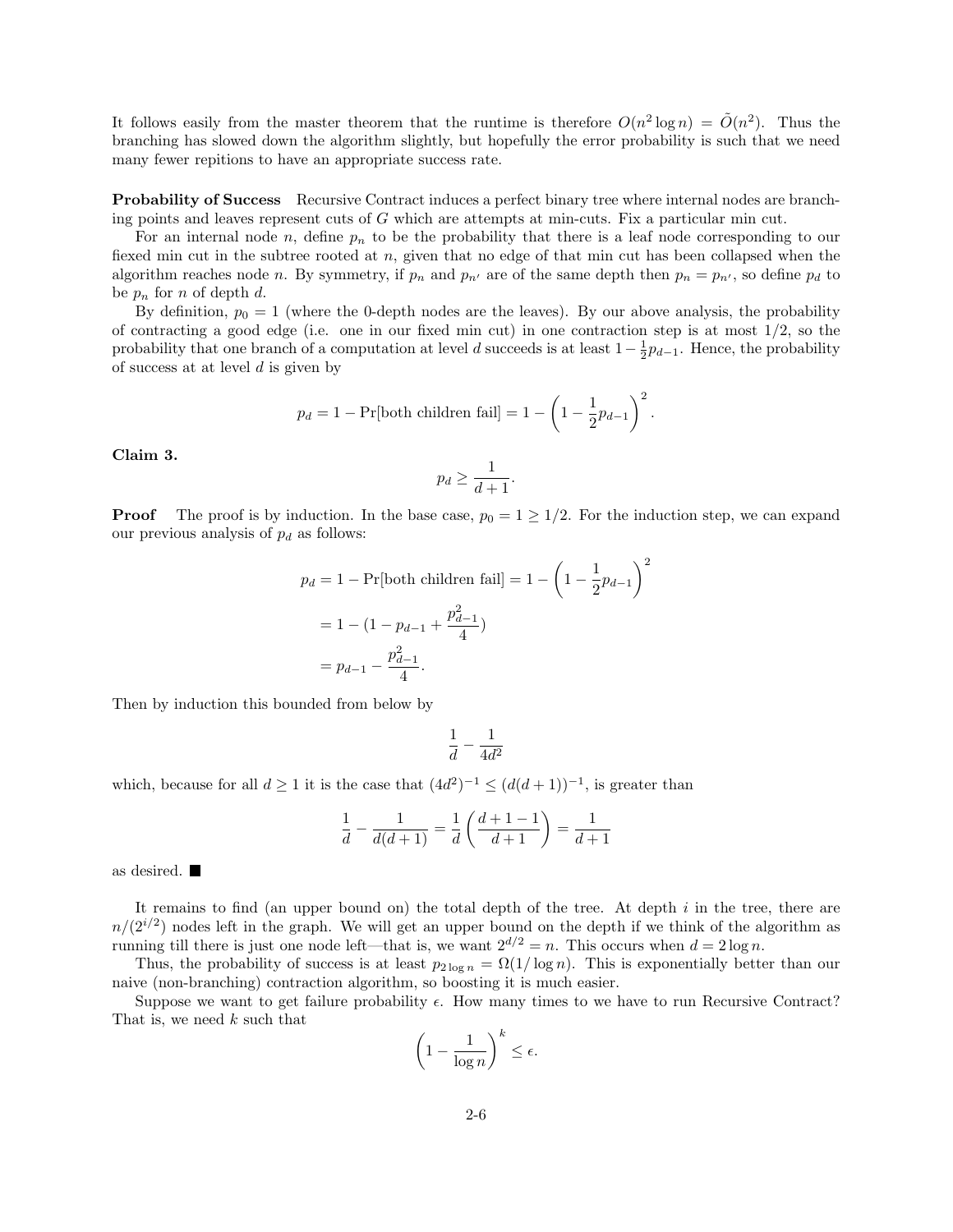It follows easily from the master theorem that the runtime is therefore $O(n^2 \log n) = \tilde{O}(n^2)$. Thus the branching has slowed down the algorithm slightly, but hopefully the error probability is such that we need many fewer repitions to have an appropriate success rate.

**Probability of Success** Recursive Contract induces a perfect binary tree where internal nodes are branching points and leaves represent cuts of $G$ which are attempts at min-cuts. Fix a particular min cut.

For an internal node $n$, define $p_n$ to be the probability that there is a leaf node corresponding to our fiexed min cut in the subtree rooted at $n$, given that no edge of that min cut has been collapsed when the algorithm reaches node $n$. By symmetry, if $p_n$ and $p_{n'}$ are of the same depth then $p_n = p_{n'}$, so define $p_d$ to be $p_n$ for $n$ of depth $d$.

By definition, $p_0 = 1$ (where the 0-depth nodes are the leaves). By our above analysis, the probability of contracting a good edge (i.e. one in our fixed min cut) in one contraction step is at most $1/2$, so the probability that one branch of a computation at level $d$ succeeds is at least $1 - \frac{1}{2}p_{d-1}$. Hence, the probability of success at at level $d$ is given by

$$p_d = 1 - \Pr[\text{both children fail}] = 1 - \left(1 - \frac{1}{2}p_{d-1}\right)^2.$$

**Claim 3.**

$$p_d \geq \frac{1}{d+1}.$$

**Proof** The proof is by induction. In the base case, $p_0 = 1 \geq 1/2$. For the induction step, we can expand our previous analysis of $p_d$ as follows:

$$\begin{aligned}
p_d = 1 - \Pr[\text{both children fail}] &= 1 - \left(1 - \frac{1}{2}p_{d-1}\right)^2 \\
&= 1 - \left(1 - p_{d-1} + \frac{p_{d-1}^2}{4}\right) \\
&= p_{d-1} - \frac{p_{d-1}^2}{4}.
\end{aligned}$$

Then by induction this bounded from below by

$$\frac{1}{d} - \frac{1}{4d^2}$$

which, because for all $d \geq 1$ it is the case that $(4d^2)^{-1} \leq (d(d+1))^{-1}$, is greater than

$$\frac{1}{d} - \frac{1}{d(d+1)} = \frac{1}{d}\left(\frac{d+1-1}{d+1}\right) = \frac{1}{d+1}$$

as desired. ■

It remains to find (an upper bound on) the total depth of the tree. At depth $i$ in the tree, there are $n/(2^{i/2})$ nodes left in the graph. We will get an upper bound on the depth if we think of the algorithm as running till there is just one node left—that is, we want $2^{d/2} = n$. This occurs when $d = 2\log n$.

Thus, the probability of success is at least $p_{2\log n} = \Omega(1/\log n)$. This is exponentially better than our naive (non-branching) contraction algorithm, so boosting it is much easier.

Suppose we want to get failure probability $\epsilon$. How many times to we have to run Recursive Contract? That is, we need $k$ such that

$$\left(1 - \frac{1}{\log n}\right)^k \leq \epsilon.$$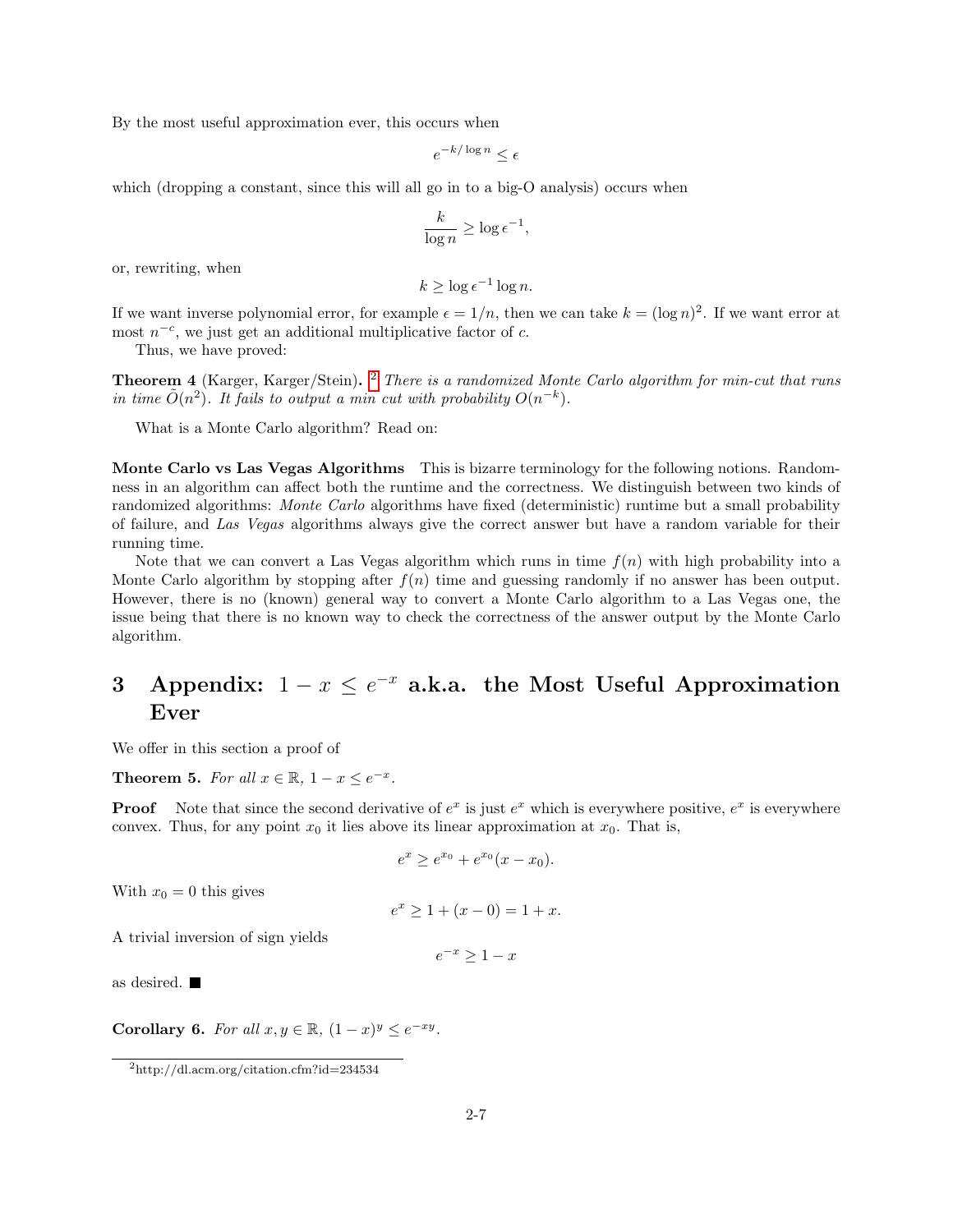By the most useful approximation ever, this occurs when

$$e^{-k/\log n} \leq \epsilon$$

which (dropping a constant, since this will all go in to a big-O analysis) occurs when

$$\frac{k}{\log n} \geq \log \epsilon^{-1},$$

or, rewriting, when

$$k \geq \log \epsilon^{-1} \log n.$$

If we want inverse polynomial error, for example $\epsilon = 1/n$, then we can take $k = (\log n)^2$. If we want error at most $n^{-c}$, we just get an additional multiplicative factor of $c$.

Thus, we have proved:

**Theorem 4** (Karger, Karger/Stein)**.** [2] *There is a randomized Monte Carlo algorithm for min-cut that runs in time $\tilde{O}(n^2)$. It fails to output a min cut with probability $O(n^{-k})$.*

What is a Monte Carlo algorithm? Read on:

**Monte Carlo vs Las Vegas Algorithms** This is bizarre terminology for the following notions. Randomness in an algorithm can affect both the runtime and the correctness. We distinguish between two kinds of randomized algorithms: *Monte Carlo* algorithms have fixed (deterministic) runtime but a small probability of failure, and *Las Vegas* algorithms always give the correct answer but have a random variable for their running time.

Note that we can convert a Las Vegas algorithm which runs in time $f(n)$ with high probability into a Monte Carlo algorithm by stopping after $f(n)$ time and guessing randomly if no answer has been output. However, there is no (known) general way to convert a Monte Carlo algorithm to a Las Vegas one, the issue being that there is no known way to check the correctness of the answer output by the Monte Carlo algorithm.

## 3 Appendix: $1 - x \leq e^{-x}$ a.k.a. the Most Useful Approximation Ever

We offer in this section a proof of

**Theorem 5.** *For all $x \in \mathbb{R}$, $1 - x \leq e^{-x}$.*

**Proof** Note that since the second derivative of $e^x$ is just $e^x$ which is everywhere positive, $e^x$ is everywhere convex. Thus, for any point $x_0$ it lies above its linear approximation at $x_0$. That is,

$$e^x \geq e^{x_0} + e^{x_0}(x - x_0).$$

With $x_0 = 0$ this gives

$$e^x \geq 1 + (x - 0) = 1 + x.$$

A trivial inversion of sign yields

$$e^{-x} \geq 1 - x$$

as desired. ■

**Corollary 6.** *For all $x, y \in \mathbb{R}$, $(1 - x)^y \leq e^{-xy}$.*

[2] http://dl.acm.org/citation.cfm?id=234534